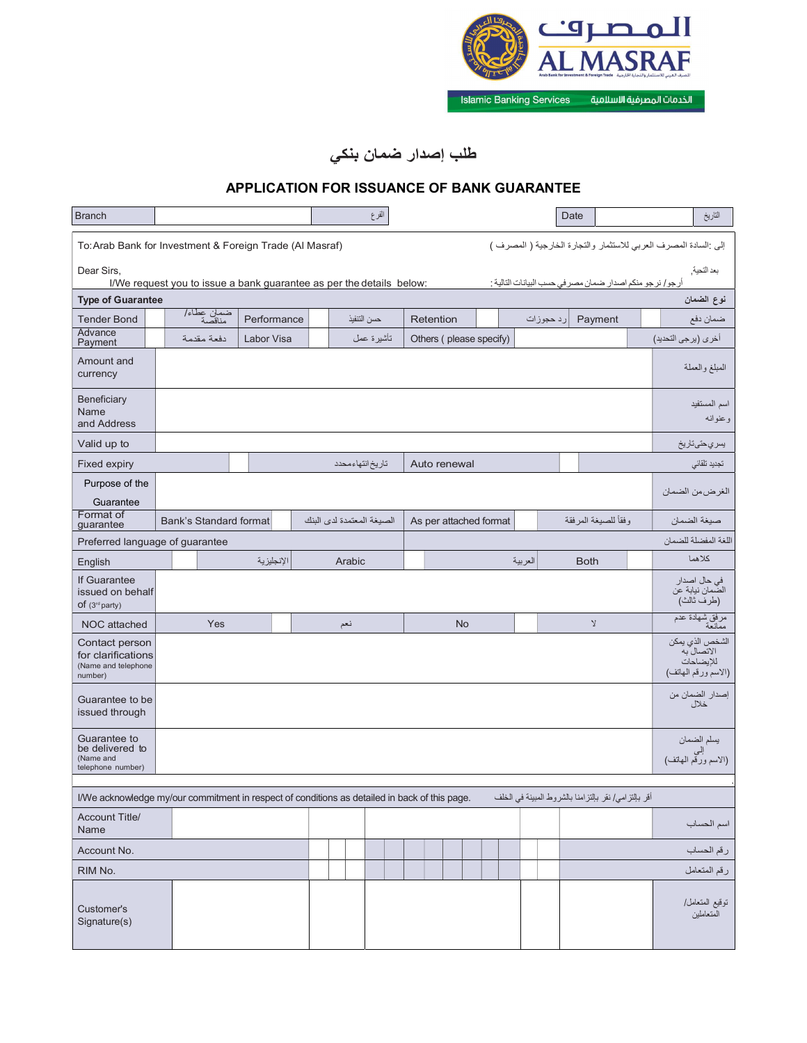Al Masraf — المصرف — Arab Bank for Investment & Foreign Trade — المصرف العربي للاستثمار والتجارة الخارجية

Islamic Banking Services — الخدمات المصرفية الاسلامية

# طلب إصدار ضمان بنكي

## APPLICATION FOR ISSUANCE OF BANK GUARANTEE

| Branch | | الفرع | Date | | التاريخ |
|---|---|---|---|---|---|

To: Arab Bank for Investment & Foreign Trade (Al Masraf) — إلى :السادة المصرف العربي للاستثمار والتجارة الخارجية ( المصرف )

Dear Sirs, — بعد التحية،

I/We request you to issue a bank guarantee as per the details below: — أرجو / نرجو منكم اصدار ضمان مصرفي حسب البيانات التالية :

| Type of Guarantee | | | | | | | | | | نوع الضمان |
|---|---|---|---|---|---|---|---|---|---|---|
| Tender Bond | | ضمان عطاء/ مناقصة | Performance | | حسن التنفيذ | Retention | | رد حجوزات | Payment | | ضمان دفع |
| Advance Payment | | دفعة مقدمة | Labor Visa | | تأشيرة عمل | Others ( please specify) | | | | أخرى (يرجى التحديد) |

| | | |
|---|---|---|
| Amount and currency | | المبلغ والعملة |
| Beneficiary Name and Address | | اسم المستفيد وعنوانه |
| Valid up to | | يسري حتى تاريخ |

| Fixed expiry | | تاريخ انتهاء محدد | Auto renewal | | تجديد تلقائي |
|---|---|---|---|---|---|

| | | |
|---|---|---|
| Purpose of the Guarantee | | الغرض من الضمان |

| Format of guarantee | Bank's Standard format | | الصيغة المعتمدة لدى البنك | As per attached format | | وفقاً للصيغة المرفقة | صيغة الضمان |
|---|---|---|---|---|---|---|---|

| Preferred language of guarantee | | | | | | | | اللغة المفضلة للضمان |
|---|---|---|---|---|---|---|---|---|
| English | | الإنجليزية | Arabic | | العربية | Both | | كلاهما |

| | | |
|---|---|---|
| If Guarantee issued on behalf of (3rd party) | | في حال اصدار الضمان نيابة عن (طرف ثالث) |

| NOC attached | Yes | | نعم | No | | لا | مرفق شهادة عدم ممانعة |
|---|---|---|---|---|---|---|---|

| | | |
|---|---|---|
| Contact person for clarifications (Name and telephone number) | | الشخص الذي يمكن الاتصال به للإيضاحات (الاسم ورقم الهاتف) |
| Guarantee to be issued through | | إصدار الضمان من خلال |
| Guarantee to be delivered to (Name and telephone number) | | يسلم الضمان إلى (الاسم ورقم الهاتف) |

I/We acknowledge my/our commitment in respect of conditions as detailed in back of this page. — أقر بإلتزامي/ نقر بإلتزامنا بالشروط المبينة في الخلف

| | | | | |
|---|---|---|---|---|
| Account Title/ Name | | | | اسم الحساب |
| Account No. | | | | رقم الحساب |
| RIM No. | | | | رقم المتعامل |
| Customer's Signature(s) | | | | توقيع المتعامل/ المتعاملين |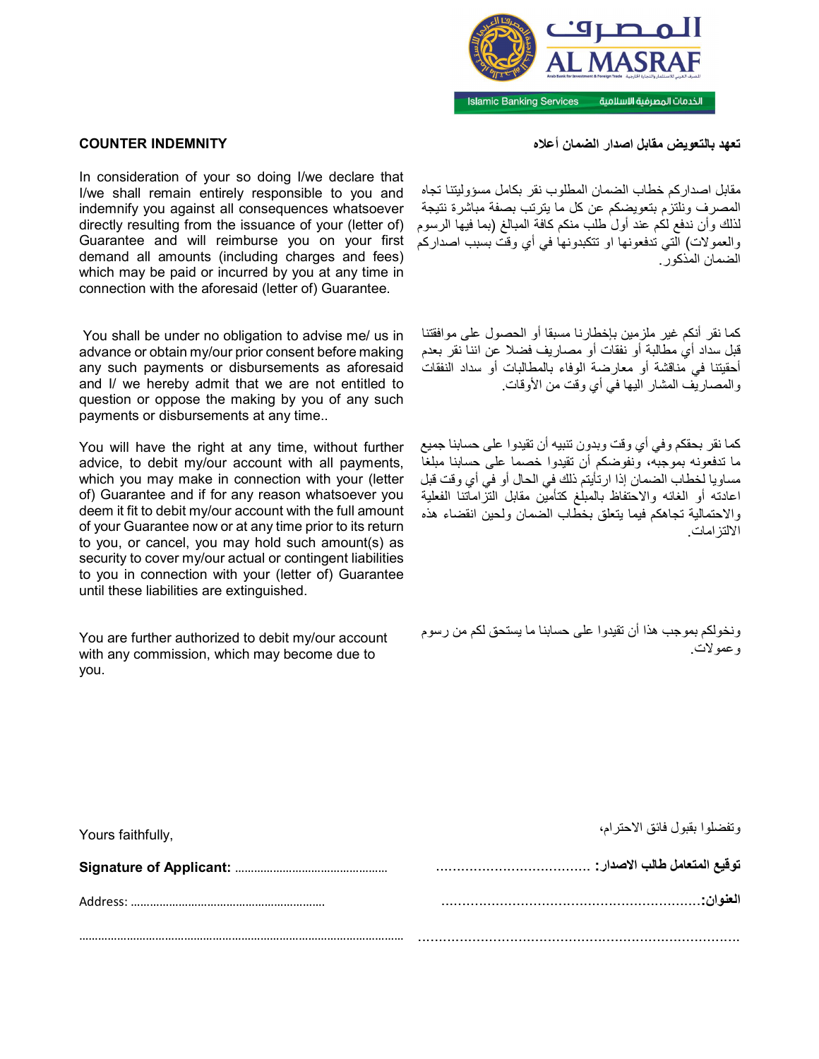**COUNTER INDEMNITY**

**تعهد بالتعويض مقابل اصدار الضمان أعلاه**

In consideration of your so doing I/we declare that I/we shall remain entirely responsible to you and indemnify you against all consequences whatsoever directly resulting from the issuance of your (letter of) Guarantee and will reimburse you on your first demand all amounts (including charges and fees) which may be paid or incurred by you at any time in connection with the aforesaid (letter of) Guarantee.

مقابل اصداركم خطاب الضمان المطلوب نقر بكامل مسؤوليتنا تجاه المصرف ونلتزم بتعويضكم عن كل ما يترتب بصفة مباشرة نتيجة لذلك وأن ندفع لكم عند أول طلب منكم كافة المبالغ (بما فيها الرسوم والعمولات) التي تدفعونها او تتكبدونها في أي وقت بسبب اصداركم الضمان المذكور.

You shall be under no obligation to advise me/ us in advance or obtain my/our prior consent before making any such payments or disbursements as aforesaid and I/ we hereby admit that we are not entitled to question or oppose the making by you of any such payments or disbursements at any time..

كما نقر أنكم غير ملزمين بإخطارنا مسبقا أو الحصول على موافقتنا قبل سداد أي مطالبة أو نفقات أو مصاريف فضلا عن اننا نقر بعدم أحقيتنا في مناقشة أو معارضة الوفاء بالمطالبات أو سداد النفقات والمصاريف المشار اليها في أي وقت من الأوقات.

You will have the right at any time, without further advice, to debit my/our account with all payments, which you may make in connection with your (letter of) Guarantee and if for any reason whatsoever you deem it fit to debit my/our account with the full amount of your Guarantee now or at any time prior to its return to you, or cancel, you may hold such amount(s) as security to cover my/our actual or contingent liabilities to you in connection with your (letter of) Guarantee until these liabilities are extinguished.

كما نقر بحقكم وفي أي وقت وبدون تنبيه أن تقيدوا على حسابنا جميع ما تدفعونه بموجبه، ونفوضكم أن تقيدوا خصما على حسابنا مبلغا مساويا لخطاب الضمان إذا ارتأيتم ذلك في الحال أو في أي وقت قبل اعادته أو الغائه والاحتفاظ بالمبلغ كتأمين مقابل التزاماتنا الفعلية والاحتمالية تجاهكم فيما يتعلق بخطاب الضمان ولحين انقضاء هذه الالتزامات.

You are further authorized to debit my/our account with any commission, which may become due to you.

ونخولكم بموجب هذا أن تقيدوا على حسابنا ما يستحق لكم من رسوم وعمولات.

Yours faithfully,

وتفضلوا بقبول فائق الاحترام،

**Signature of Applicant:** ..............................................

**توقيع المتعامل طالب الاصدار:** ..................................

Address: ...........................................................

**العنوان:**...........................................................

....................................................................................................

.........................................................................